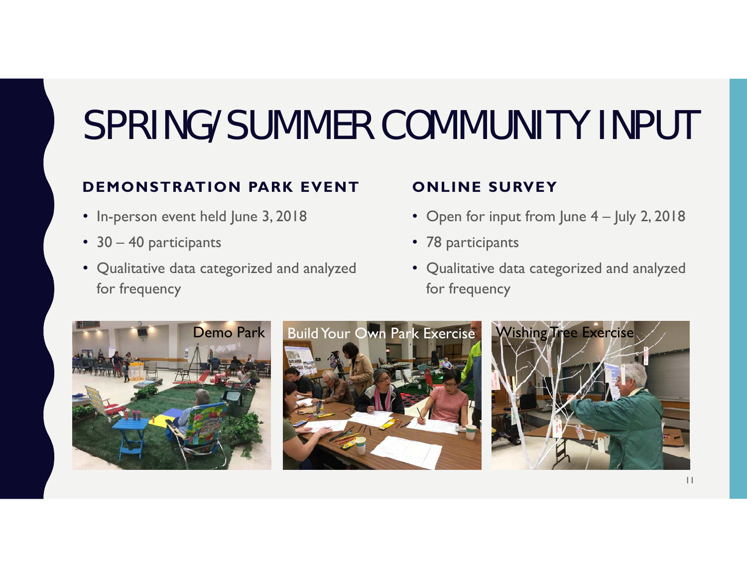# SPRING/SUMMER COMMUNITY INPUT

## DEMONSTRATION PARK EVENT

- In-person event held June 3, 2018
- 30 – 40 participants
- Qualitative data categorized and analyzed for frequency

## ONLINE SURVEY

- Open for input from June 4 – July 2, 2018
- 78 participants
- Qualitative data categorized and analyzed for frequency

Demo Park

Build Your Own Park Exercise

Wishing Tree Exercise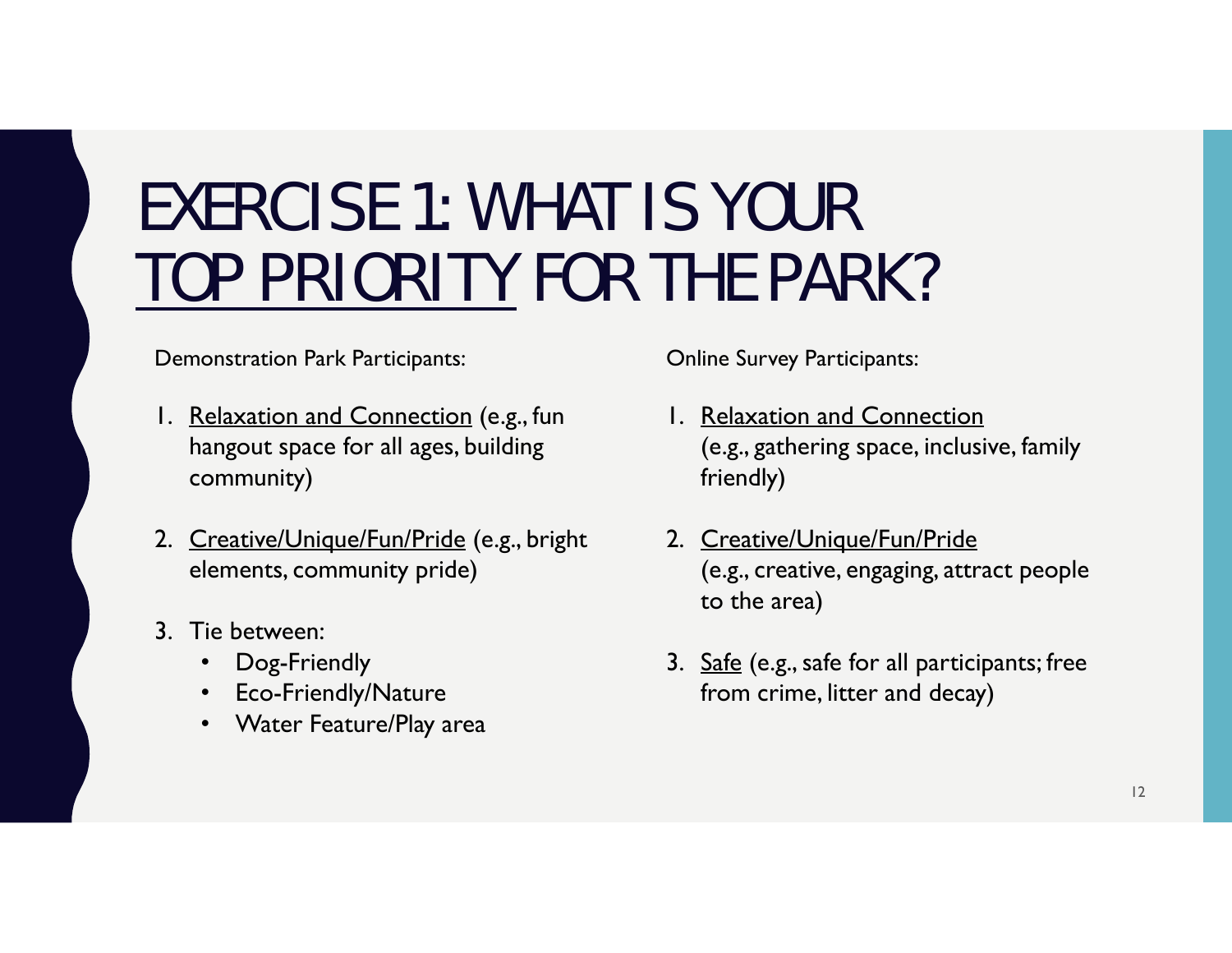# EXERCISE 1: WHAT IS YOUR TOP PRIORITY FOR THE PARK?

Demonstration Park Participants:

1. Relaxation and Connection (e.g., fun hangout space for all ages, building community)
2. Creative/Unique/Fun/Pride (e.g., bright elements, community pride)
3. Tie between:
   - Dog-Friendly
   - Eco-Friendly/Nature
   - Water Feature/Play area

Online Survey Participants:

1. Relaxation and Connection (e.g., gathering space, inclusive, family friendly)
2. Creative/Unique/Fun/Pride (e.g., creative, engaging, attract people to the area)
3. Safe (e.g., safe for all participants; free from crime, litter and decay)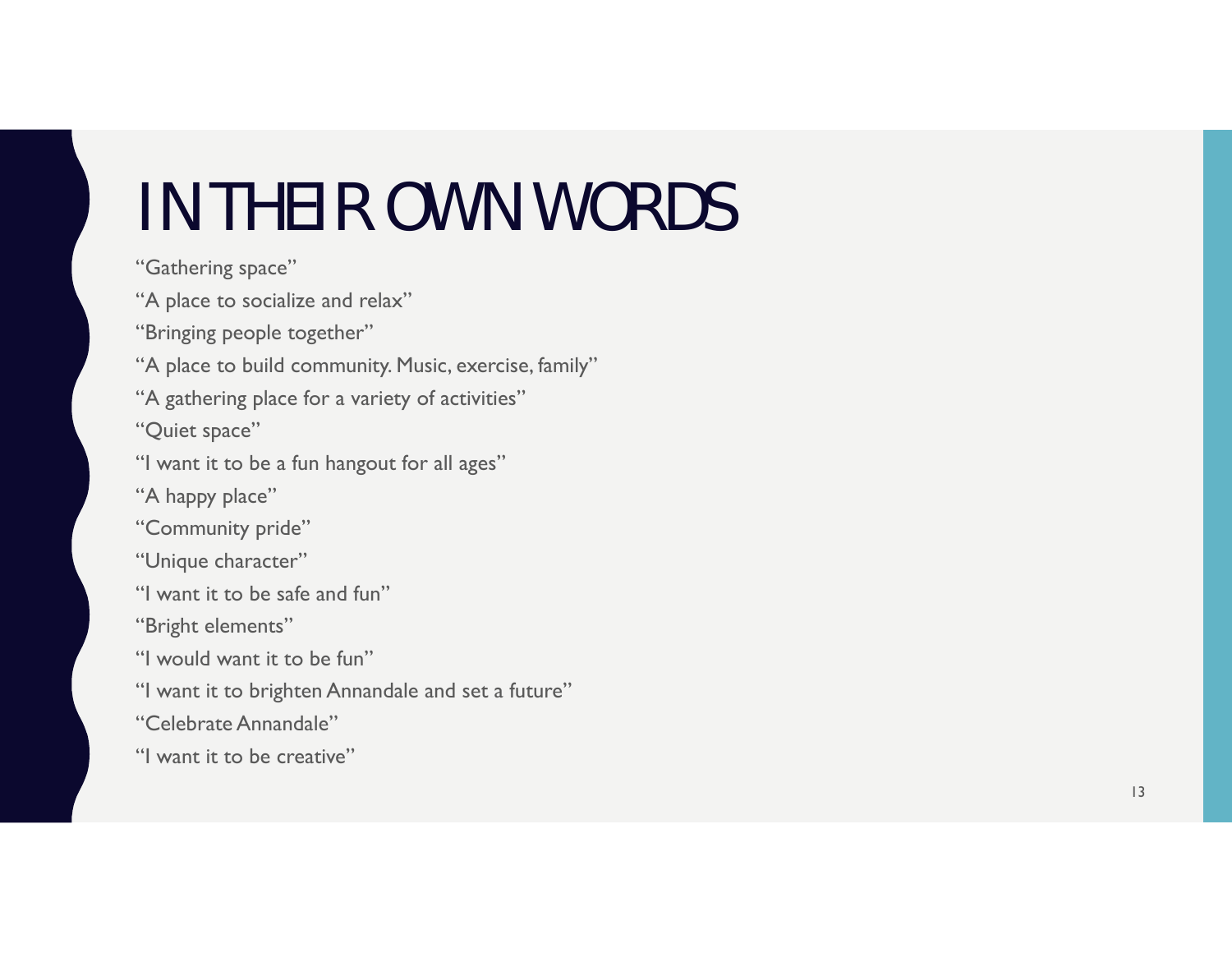# IN THEIR OWN WORDS

"Gathering space"

"A place to socialize and relax"

"Bringing people together"

"A place to build community. Music, exercise, family"

"A gathering place for a variety of activities"

"Quiet space"

"I want it to be a fun hangout for all ages"

"A happy place"

"Community pride"

"Unique character"

"I want it to be safe and fun"

"Bright elements"

"I would want it to be fun"

"I want it to brighten Annandale and set a future"

"Celebrate Annandale"

"I want it to be creative"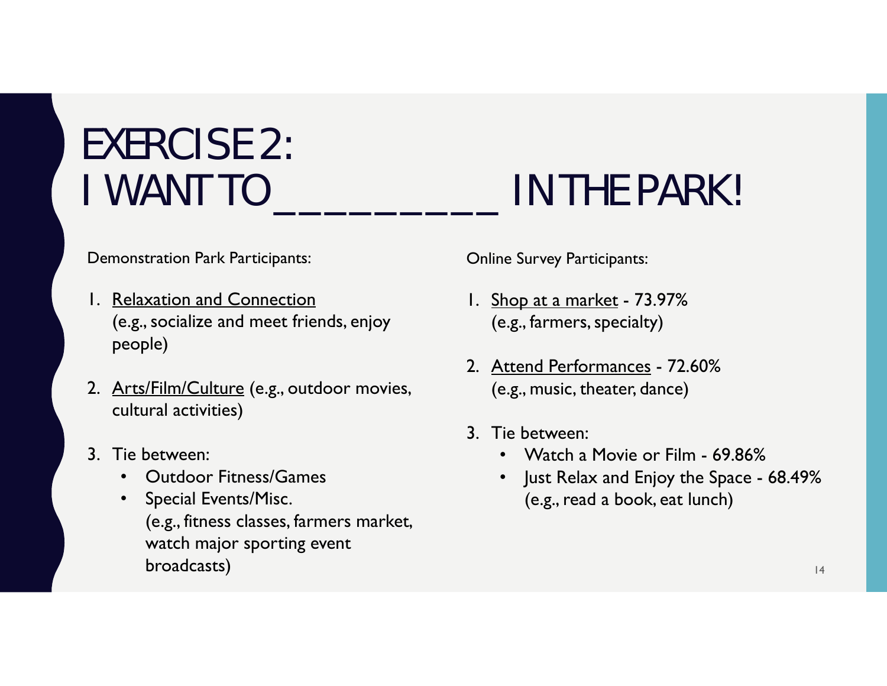# EXERCISE 2: I WANT TO ___________ IN THE PARK!

Demonstration Park Participants:

1. Relaxation and Connection (e.g., socialize and meet friends, enjoy people)
2. Arts/Film/Culture (e.g., outdoor movies, cultural activities)
3. Tie between:
   - Outdoor Fitness/Games
   - Special Events/Misc. (e.g., fitness classes, farmers market, watch major sporting event broadcasts)

Online Survey Participants:

1. Shop at a market - 73.97% (e.g., farmers, specialty)
2. Attend Performances - 72.60% (e.g., music, theater, dance)
3. Tie between:
   - Watch a Movie or Film - 69.86%
   - Just Relax and Enjoy the Space - 68.49% (e.g., read a book, eat lunch)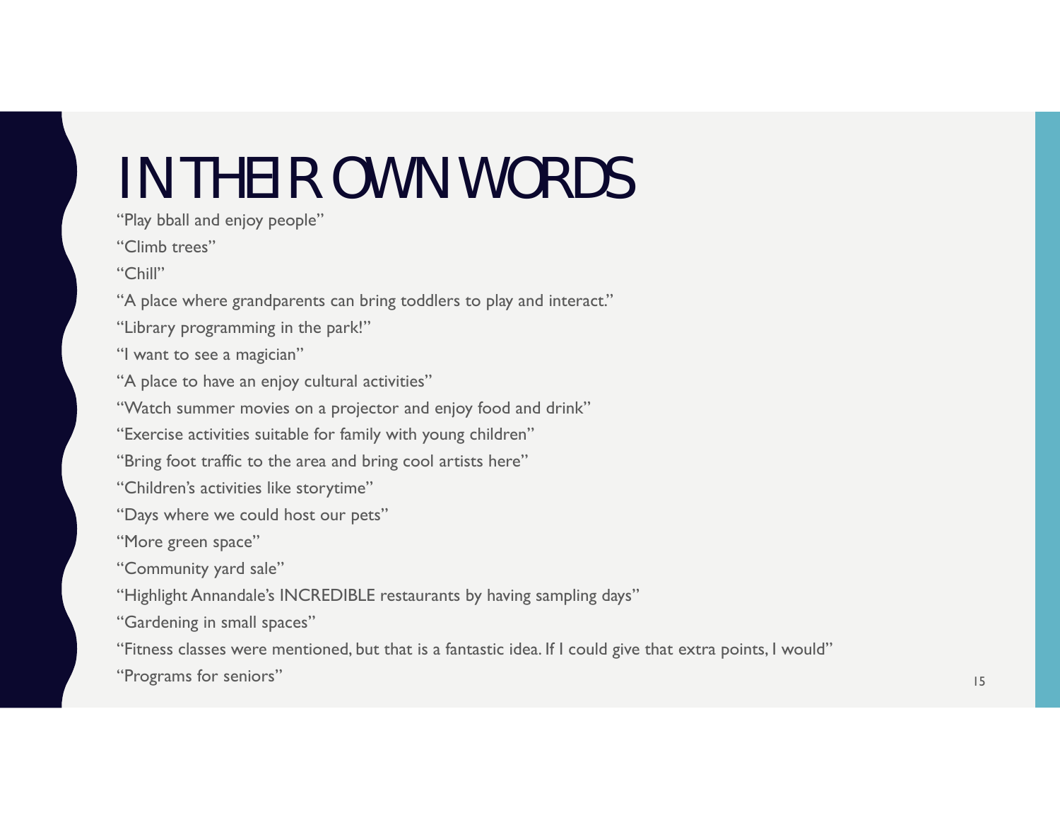# IN THEIR OWN WORDS

"Play bball and enjoy people"

"Climb trees"

"Chill"

"A place where grandparents can bring toddlers to play and interact."

"Library programming in the park!"

"I want to see a magician"

"A place to have an enjoy cultural activities"

"Watch summer movies on a projector and enjoy food and drink"

"Exercise activities suitable for family with young children"

"Bring foot traffic to the area and bring cool artists here"

"Children's activities like storytime"

"Days where we could host our pets"

"More green space"

"Community yard sale"

"Highlight Annandale's INCREDIBLE restaurants by having sampling days"

"Gardening in small spaces"

"Fitness classes were mentioned, but that is a fantastic idea. If I could give that extra points, I would"

"Programs for seniors"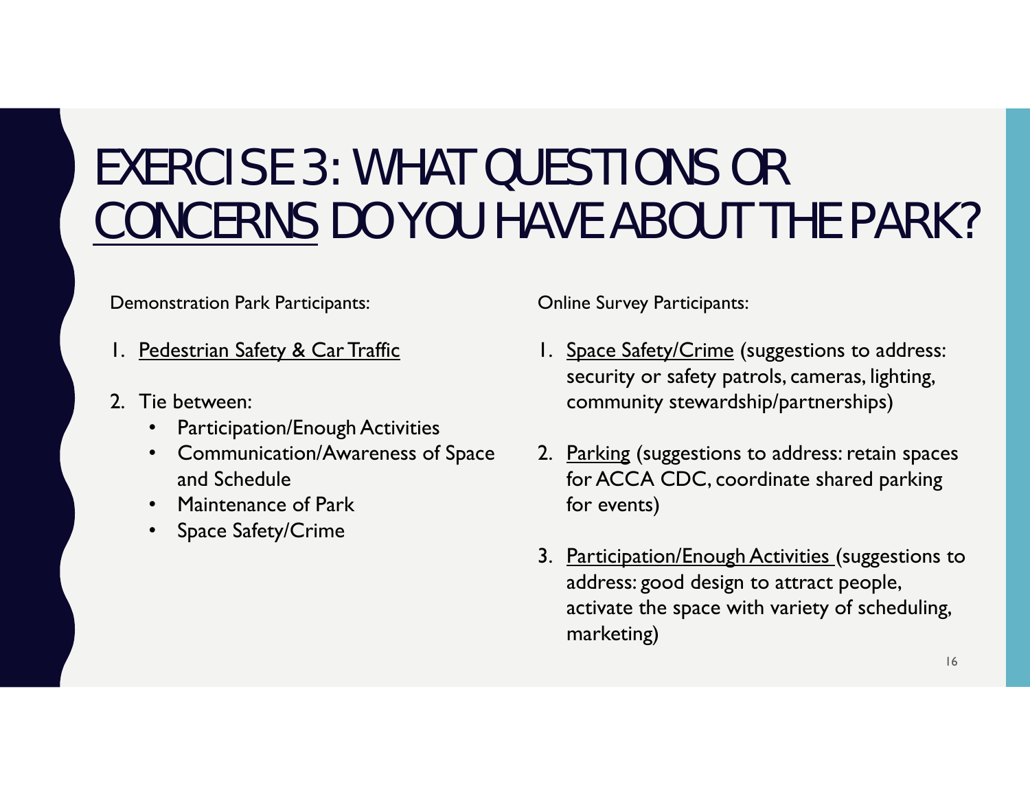# EXERCISE 3: WHAT QUESTIONS OR CONCERNS DO YOU HAVE ABOUT THE PARK?

Demonstration Park Participants:

1. Pedestrian Safety & Car Traffic

2. Tie between:
   - Participation/Enough Activities
   - Communication/Awareness of Space and Schedule
   - Maintenance of Park
   - Space Safety/Crime

Online Survey Participants:

1. Space Safety/Crime (suggestions to address: security or safety patrols, cameras, lighting, community stewardship/partnerships)

2. Parking (suggestions to address: retain spaces for ACCA CDC, coordinate shared parking for events)

3. Participation/Enough Activities (suggestions to address: good design to attract people, activate the space with variety of scheduling, marketing)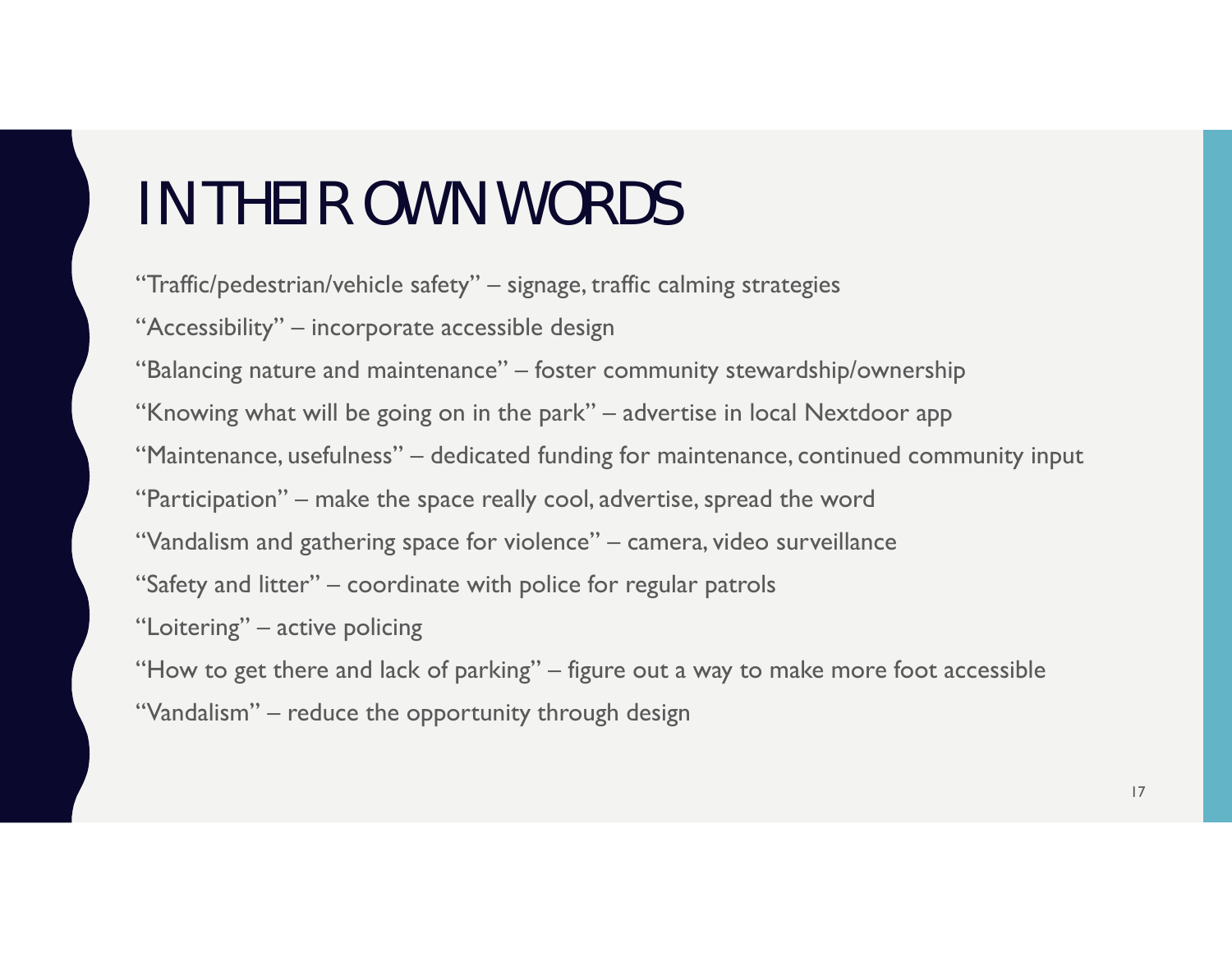# IN THEIR OWN WORDS

"Traffic/pedestrian/vehicle safety" – signage, traffic calming strategies

"Accessibility" – incorporate accessible design

"Balancing nature and maintenance" – foster community stewardship/ownership

"Knowing what will be going on in the park" – advertise in local Nextdoor app

"Maintenance, usefulness" – dedicated funding for maintenance, continued community input

"Participation" – make the space really cool, advertise, spread the word

"Vandalism and gathering space for violence" – camera, video surveillance

"Safety and litter" – coordinate with police for regular patrols

"Loitering" – active policing

"How to get there and lack of parking" – figure out a way to make more foot accessible

"Vandalism" – reduce the opportunity through design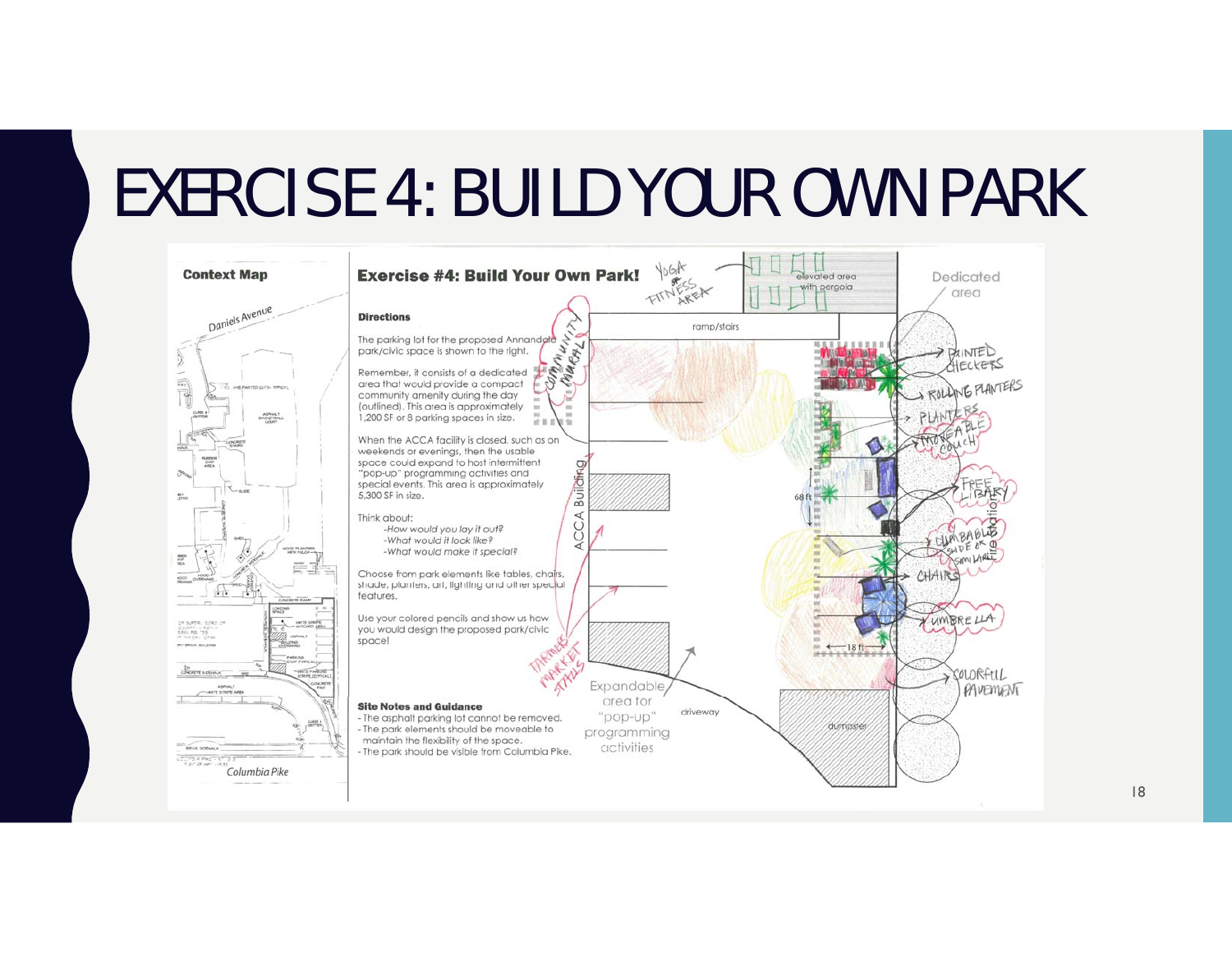# EXERCISE 4: BUILD YOUR OWN PARK

## Context Map

Daniels Avenue

Columbia Pike

## Exercise #4: Build Your Own Park!

### Directions

The parking lot for the proposed Annandale park/civic space is shown to the right.

Remember, it consists of a dedicated area that would provide a compact community amenity during the day (outlined). This area is approximately 1,200 SF or 8 parking spaces in size.

When the ACCA facility is closed, such as on weekends or evenings, then the usable space could expand to host intermittent "pop-up" programming activities and special events. This area is approximately 5,300 SF in size.

Think about:

- *How would you lay it out?*
- *What would it look like?*
- *What would make it special?*

Choose from park elements like tables, chairs, shade, planters, art, lighting and other special features.

Use your colored pencils and show us how you would design the proposed park/civic space!

### Site Notes and Guidance

- The asphalt parking lot cannot be removed.
- The park elements should be moveable to maintain the flexibility of the space.
- The park should be visible from Columbia Pike.

YOGA or FITNESS AREA

elevated area with pergola

ramp/stairs

Dedicated area

COMMUNITY MURAL

ACCA Building

PAINTED CHECKERS

ROLLING PLANTERS

PLANTERS

MOVEABLE COUCH

FREE LIBRARY

68 ft

CLIMBABLE SHADE or SIMILAR

Fire Station

CHAIRS

UMBRELLA

18 ft

COLORFUL PAVEMENT

FARMERS MARKET STALLS

Expandable area for "pop-up" programming activities

driveway

dumpster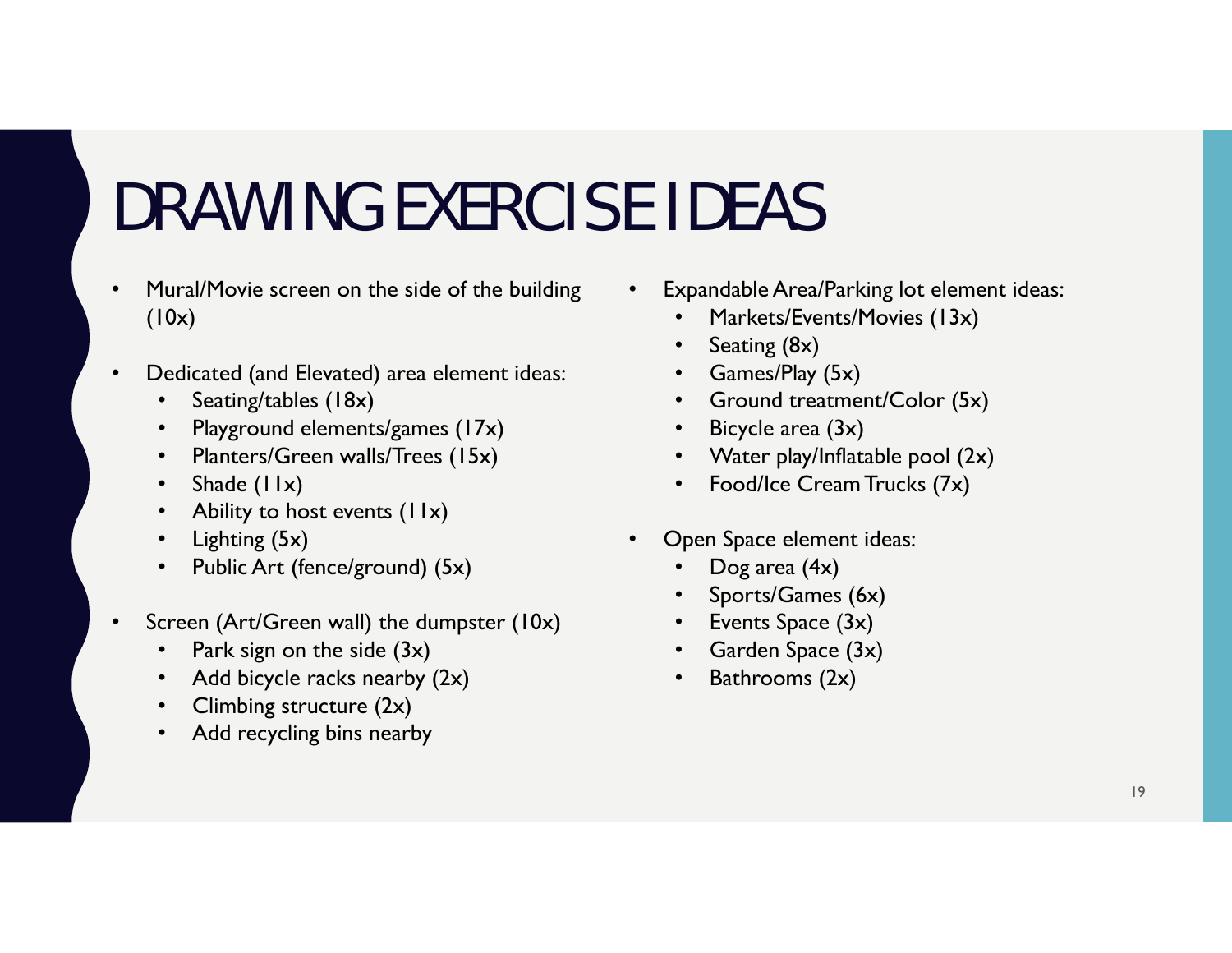# DRAWING EXERCISE IDEAS

- Mural/Movie screen on the side of the building (10x)
- Dedicated (and Elevated) area element ideas:
  - Seating/tables (18x)
  - Playground elements/games (17x)
  - Planters/Green walls/Trees (15x)
  - Shade (11x)
  - Ability to host events (11x)
  - Lighting (5x)
  - Public Art (fence/ground) (5x)
- Screen (Art/Green wall) the dumpster (10x)
  - Park sign on the side (3x)
  - Add bicycle racks nearby (2x)
  - Climbing structure (2x)
  - Add recycling bins nearby
- Expandable Area/Parking lot element ideas:
  - Markets/Events/Movies (13x)
  - Seating (8x)
  - Games/Play (5x)
  - Ground treatment/Color (5x)
  - Bicycle area (3x)
  - Water play/Inflatable pool (2x)
  - Food/Ice Cream Trucks (7x)
- Open Space element ideas:
  - Dog area (4x)
  - Sports/Games (6x)
  - Events Space (3x)
  - Garden Space (3x)
  - Bathrooms (2x)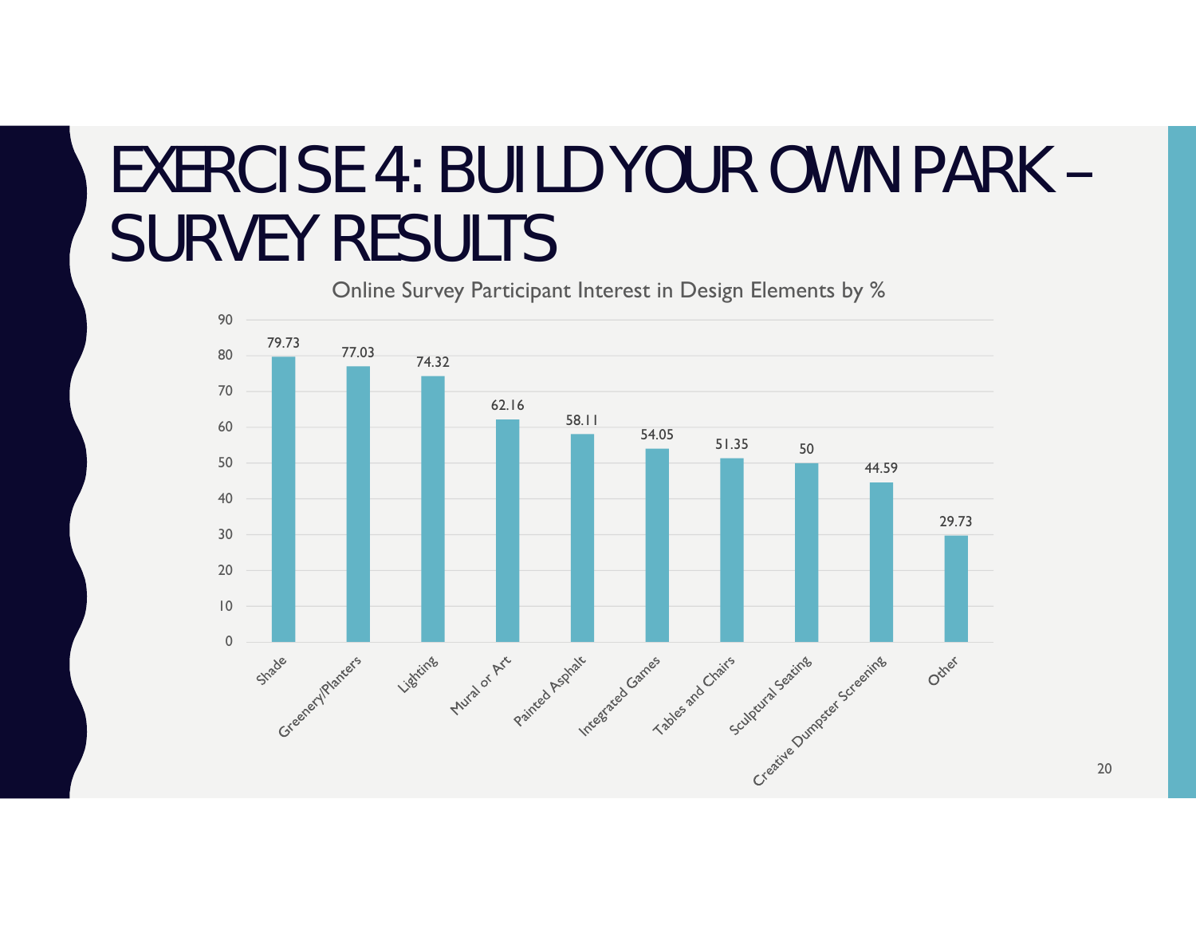# EXERCISE 4: BUILD YOUR OWN PARK – SURVEY RESULTS

Online Survey Participant Interest in Design Elements by %

| Design Element | % |
|---|---|
| Shade | 79.73 |
| Greenery/Planters | 77.03 |
| Lighting | 74.32 |
| Mural or Art | 62.16 |
| Painted Asphalt | 58.11 |
| Integrated Games | 54.05 |
| Tables and Chairs | 51.35 |
| Sculptural Seating | 50 |
| Creative Dumpster Screening | 44.59 |
| Other | 29.73 |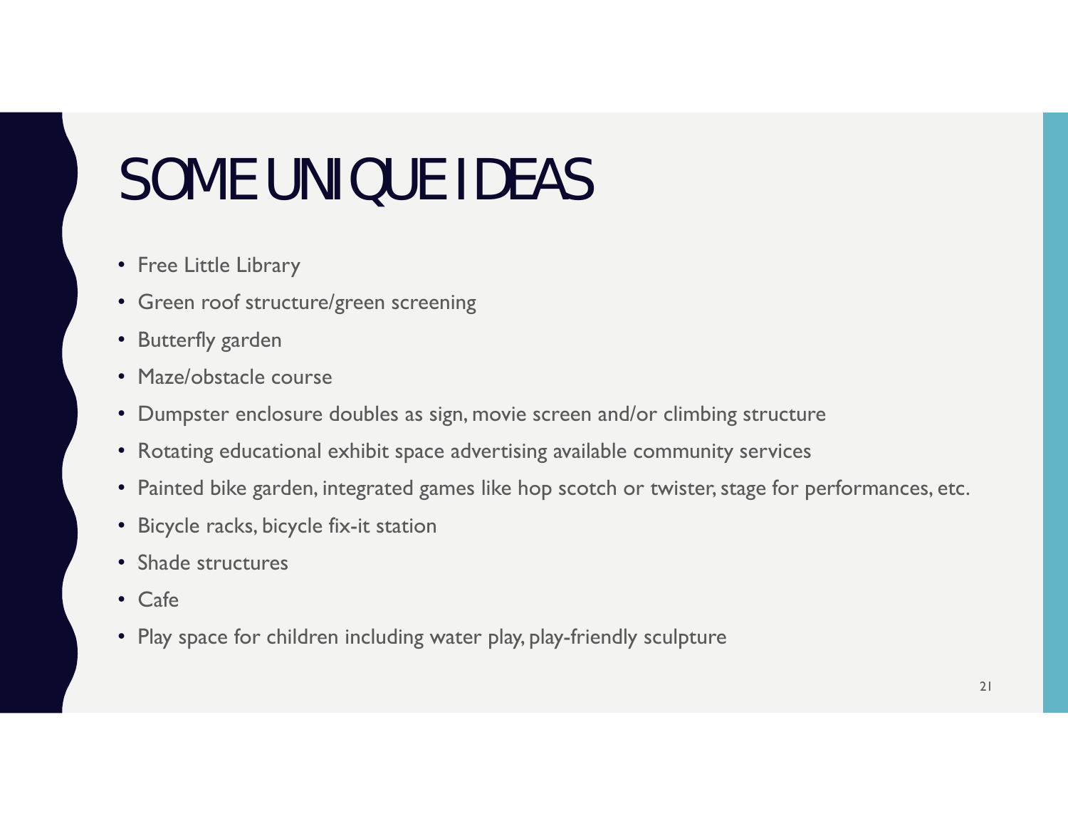# SOME UNIQUE IDEAS

- Free Little Library
- Green roof structure/green screening
- Butterfly garden
- Maze/obstacle course
- Dumpster enclosure doubles as sign, movie screen and/or climbing structure
- Rotating educational exhibit space advertising available community services
- Painted bike garden, integrated games like hop scotch or twister, stage for performances, etc.
- Bicycle racks, bicycle fix-it station
- Shade structures
- Cafe
- Play space for children including water play, play-friendly sculpture